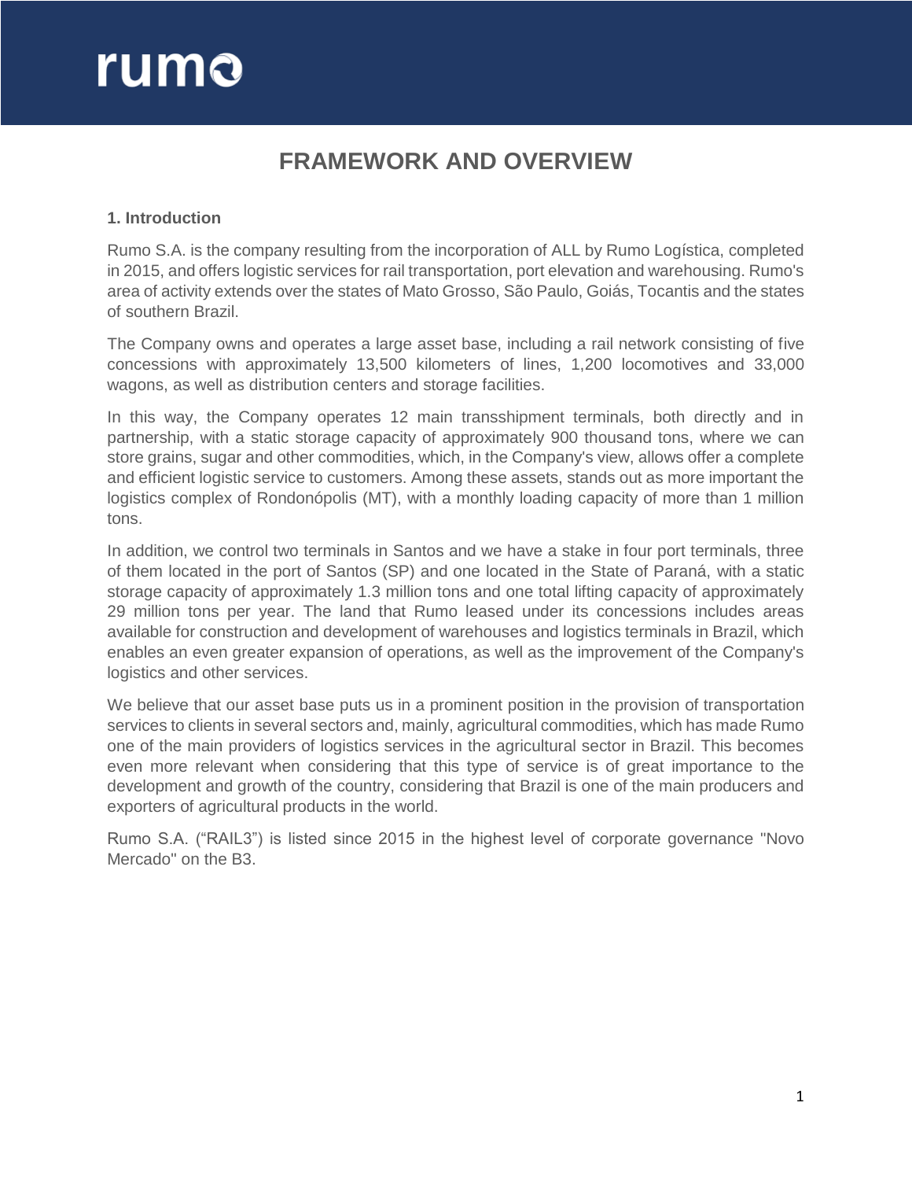# FRAMEWORK AND OVERVIEW

## 1. Introduction

Rumo S.A. is the company resulting from the incorporation of ALL by Rumo Logística, completed in 2015, and offers logistic services for rail transportation, port elevation and warehousing. Rumo's area of activity extends over the states of Mato Grosso, São Paulo, Goiás, Tocantis and the states of southern Brazil.

The Company owns and operates a large asset base, including a rail network consisting of five concessions with approximately 13,500 kilometers of lines, 1,200 locomotives and 33,000 wagons, as well as distribution centers and storage facilities.

In this way, the Company operates 12 main transshipment terminals, both directly and in partnership, with a static storage capacity of approximately 900 thousand tons, where we can store grains, sugar and other commodities, which, in the Company's view, allows offer a complete and efficient logistic service to customers. Among these assets, stands out as more important the logistics complex of Rondonópolis (MT), with a monthly loading capacity of more than 1 million tons.

In addition, we control two terminals in Santos and we have a stake in four port terminals, three of them located in the port of Santos (SP) and one located in the State of Paraná, with a static storage capacity of approximately 1.3 million tons and one total lifting capacity of approximately 29 million tons per year. The land that Rumo leased under its concessions includes areas available for construction and development of warehouses and logistics terminals in Brazil, which enables an even greater expansion of operations, as well as the improvement of the Company's logistics and other services.

We believe that our asset base puts us in a prominent position in the provision of transportation services to clients in several sectors and, mainly, agricultural commodities, which has made Rumo one of the main providers of logistics services in the agricultural sector in Brazil. This becomes even more relevant when considering that this type of service is of great importance to the development and growth of the country, considering that Brazil is one of the main producers and exporters of agricultural products in the world.

Rumo S.A. ("RAIL3") is listed since 2015 in the highest level of corporate governance "Novo Mercado" on the B3.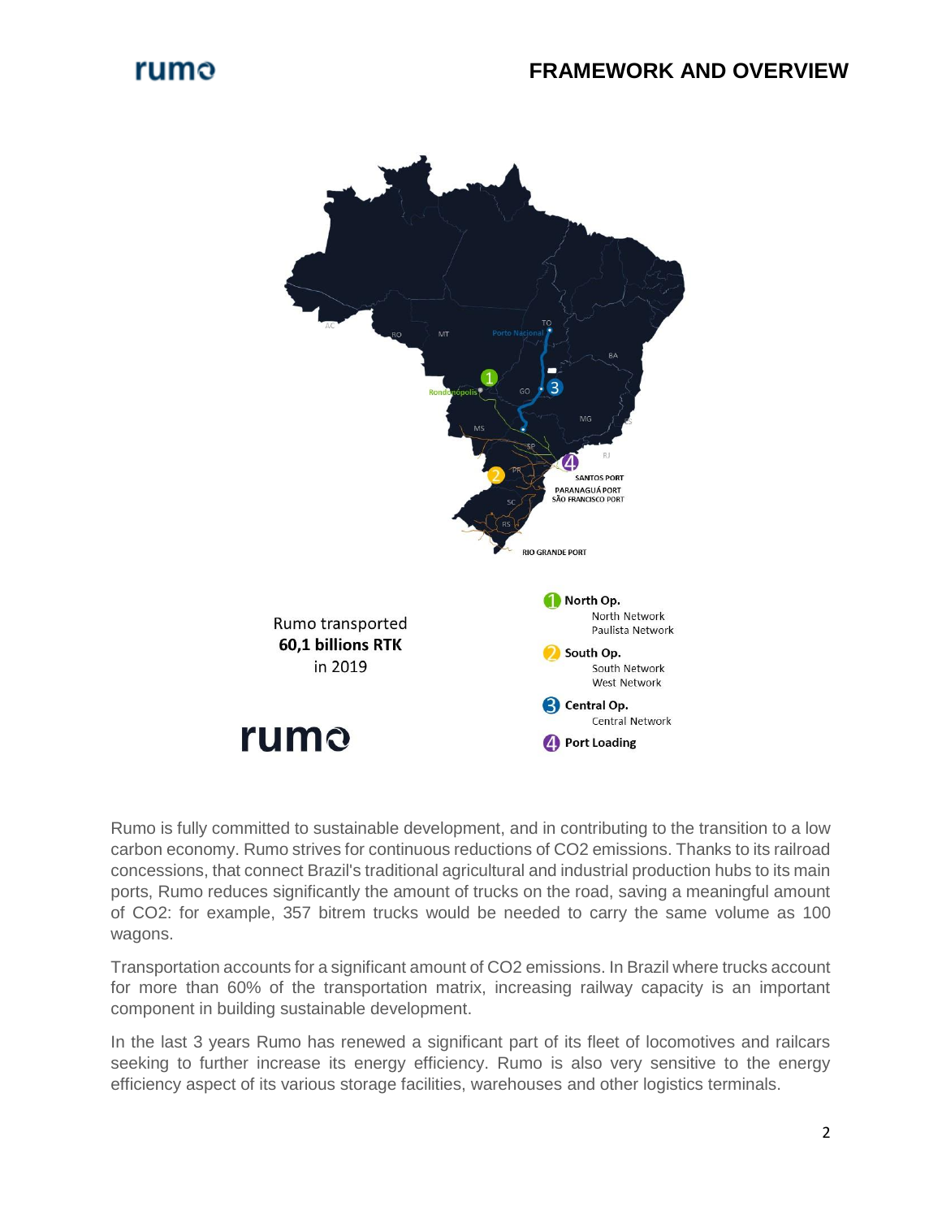# FRAMEWORK AND OVERVIEW

Rumo transported
**60,1 billions RTK**
in 2019

1. **North Op.**
   - North Network
   - Paulista Network
2. **South Op.**
   - South Network
   - West Network
3. **Central Op.**
   - Central Network
4. **Port Loading**

Rumo is fully committed to sustainable development, and in contributing to the transition to a low carbon economy. Rumo strives for continuous reductions of $CO_2$ emissions. Thanks to its railroad concessions, that connect Brazil's traditional agricultural and industrial production hubs to its main ports, Rumo reduces significantly the amount of trucks on the road, saving a meaningful amount of $CO_2$: for example, 357 bitrem trucks would be needed to carry the same volume as 100 wagons.

Transportation accounts for a significant amount of $CO_2$ emissions. In Brazil where trucks account for more than 60% of the transportation matrix, increasing railway capacity is an important component in building sustainable development.

In the last 3 years Rumo has renewed a significant part of its fleet of locomotives and railcars seeking to further increase its energy efficiency. Rumo is also very sensitive to the energy efficiency aspect of its various storage facilities, warehouses and other logistics terminals.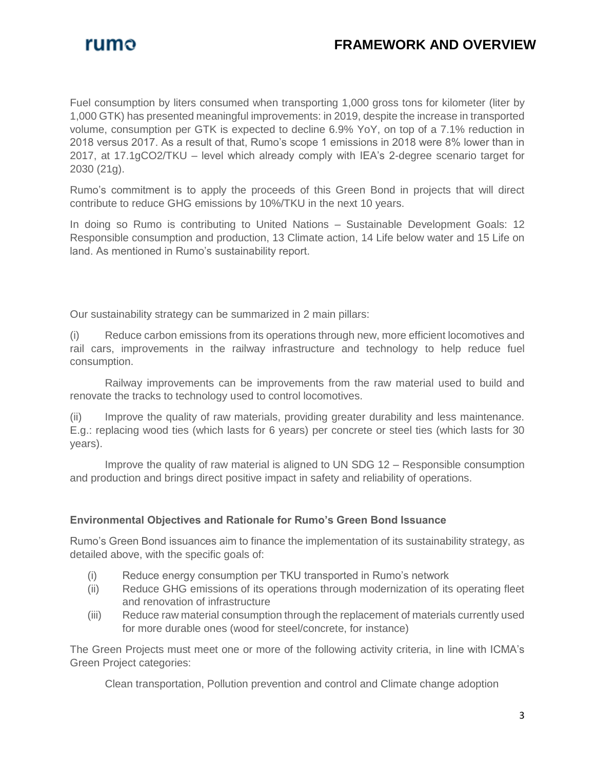Fuel consumption by liters consumed when transporting 1,000 gross tons for kilometer (liter by 1,000 GTK) has presented meaningful improvements: in 2019, despite the increase in transported volume, consumption per GTK is expected to decline 6.9% YoY, on top of a 7.1% reduction in 2018 versus 2017. As a result of that, Rumo's scope 1 emissions in 2018 were 8% lower than in 2017, at 17.1g $CO_2$/TKU – level which already comply with IEA's 2-degree scenario target for 2030 (21g).

Rumo's commitment is to apply the proceeds of this Green Bond in projects that will direct contribute to reduce GHG emissions by 10%/TKU in the next 10 years.

In doing so Rumo is contributing to United Nations – Sustainable Development Goals: 12 Responsible consumption and production, 13 Climate action, 14 Life below water and 15 Life on land. As mentioned in Rumo's sustainability report.

Our sustainability strategy can be summarized in 2 main pillars:

(i) Reduce carbon emissions from its operations through new, more efficient locomotives and rail cars, improvements in the railway infrastructure and technology to help reduce fuel consumption.

Railway improvements can be improvements from the raw material used to build and renovate the tracks to technology used to control locomotives.

(ii) Improve the quality of raw materials, providing greater durability and less maintenance. E.g.: replacing wood ties (which lasts for 6 years) per concrete or steel ties (which lasts for 30 years).

Improve the quality of raw material is aligned to UN SDG 12 – Responsible consumption and production and brings direct positive impact in safety and reliability of operations.

### Environmental Objectives and Rationale for Rumo's Green Bond Issuance

Rumo's Green Bond issuances aim to finance the implementation of its sustainability strategy, as detailed above, with the specific goals of:

(i) Reduce energy consumption per TKU transported in Rumo's network
(ii) Reduce GHG emissions of its operations through modernization of its operating fleet and renovation of infrastructure
(iii) Reduce raw material consumption through the replacement of materials currently used for more durable ones (wood for steel/concrete, for instance)

The Green Projects must meet one or more of the following activity criteria, in line with ICMA's Green Project categories:

Clean transportation, Pollution prevention and control and Climate change adoption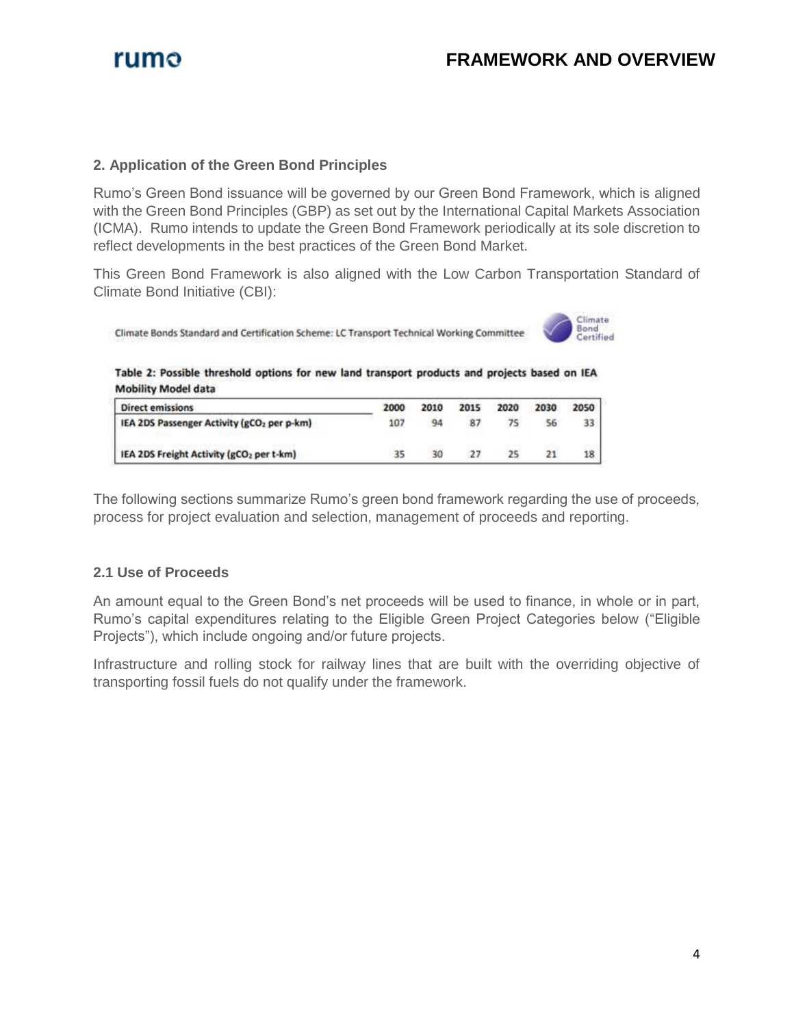## 2. Application of the Green Bond Principles

Rumo's Green Bond issuance will be governed by our Green Bond Framework, which is aligned with the Green Bond Principles (GBP) as set out by the International Capital Markets Association (ICMA). Rumo intends to update the Green Bond Framework periodically at its sole discretion to reflect developments in the best practices of the Green Bond Market.

This Green Bond Framework is also aligned with the Low Carbon Transportation Standard of Climate Bond Initiative (CBI):

Climate Bonds Standard and Certification Scheme: LC Transport Technical Working Committee

Climate Bond Certified

**Table 2: Possible threshold options for new land transport products and projects based on IEA Mobility Model data**

| Direct emissions | 2000 | 2010 | 2015 | 2020 | 2030 | 2050 |
|---|---|---|---|---|---|---|
| IEA 2DS Passenger Activity ($gCO_2$ per p-km) | 107 | 94 | 87 | 75 | 56 | 33 |
| IEA 2DS Freight Activity ($gCO_2$ per t-km) | 35 | 30 | 27 | 25 | 21 | 18 |

The following sections summarize Rumo's green bond framework regarding the use of proceeds, process for project evaluation and selection, management of proceeds and reporting.

### 2.1 Use of Proceeds

An amount equal to the Green Bond's net proceeds will be used to finance, in whole or in part, Rumo's capital expenditures relating to the Eligible Green Project Categories below ("Eligible Projects"), which include ongoing and/or future projects.

Infrastructure and rolling stock for railway lines that are built with the overriding objective of transporting fossil fuels do not qualify under the framework.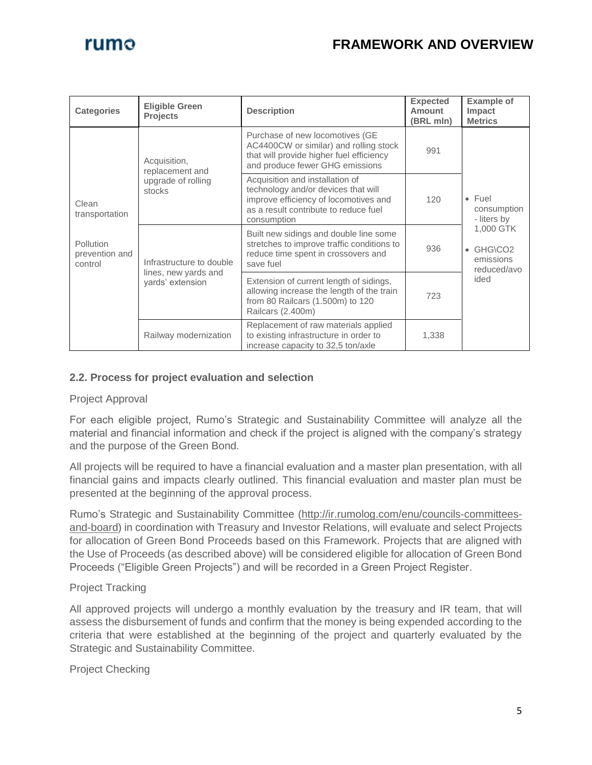| Categories | Eligible Green Projects | Description | Expected Amount (BRL mln) | Example of Impact Metrics |
|---|---|---|---|---|
| Clean transportation<br><br>Pollution prevention and control | Acquisition, replacement and upgrade of rolling stocks | Purchase of new locomotives (GE AC4400CW or similar) and rolling stock that will provide higher fuel efficiency and produce fewer GHG emissions | 991 | • Fuel consumption - liters by 1,000 GTK<br>• GHG\CO2 emissions reduced/avoided |
| | | Acquisition and installation of technology and/or devices that will improve efficiency of locomotives and as a result contribute to reduce fuel consumption | 120 | |
| | Infrastructure to double lines, new yards and yards' extension | Built new sidings and double line some stretches to improve traffic conditions to reduce time spent in crossovers and save fuel | 936 | |
| | | Extension of current length of sidings, allowing increase the length of the train from 80 Railcars (1.500m) to 120 Railcars (2.400m) | 723 | |
| | Railway modernization | Replacement of raw materials applied to existing infrastructure in order to increase capacity to 32,5 ton/axle | 1,338 | |

### 2.2. Process for project evaluation and selection

Project Approval

For each eligible project, Rumo's Strategic and Sustainability Committee will analyze all the material and financial information and check if the project is aligned with the company's strategy and the purpose of the Green Bond.

All projects will be required to have a financial evaluation and a master plan presentation, with all financial gains and impacts clearly outlined. This financial evaluation and master plan must be presented at the beginning of the approval process.

Rumo's Strategic and Sustainability Committee (http://ir.rumolog.com/enu/councils-committees-and-board) in coordination with Treasury and Investor Relations, will evaluate and select Projects for allocation of Green Bond Proceeds based on this Framework. Projects that are aligned with the Use of Proceeds (as described above) will be considered eligible for allocation of Green Bond Proceeds ("Eligible Green Projects") and will be recorded in a Green Project Register.

Project Tracking

All approved projects will undergo a monthly evaluation by the treasury and IR team, that will assess the disbursement of funds and confirm that the money is being expended according to the criteria that were established at the beginning of the project and quarterly evaluated by the Strategic and Sustainability Committee.

Project Checking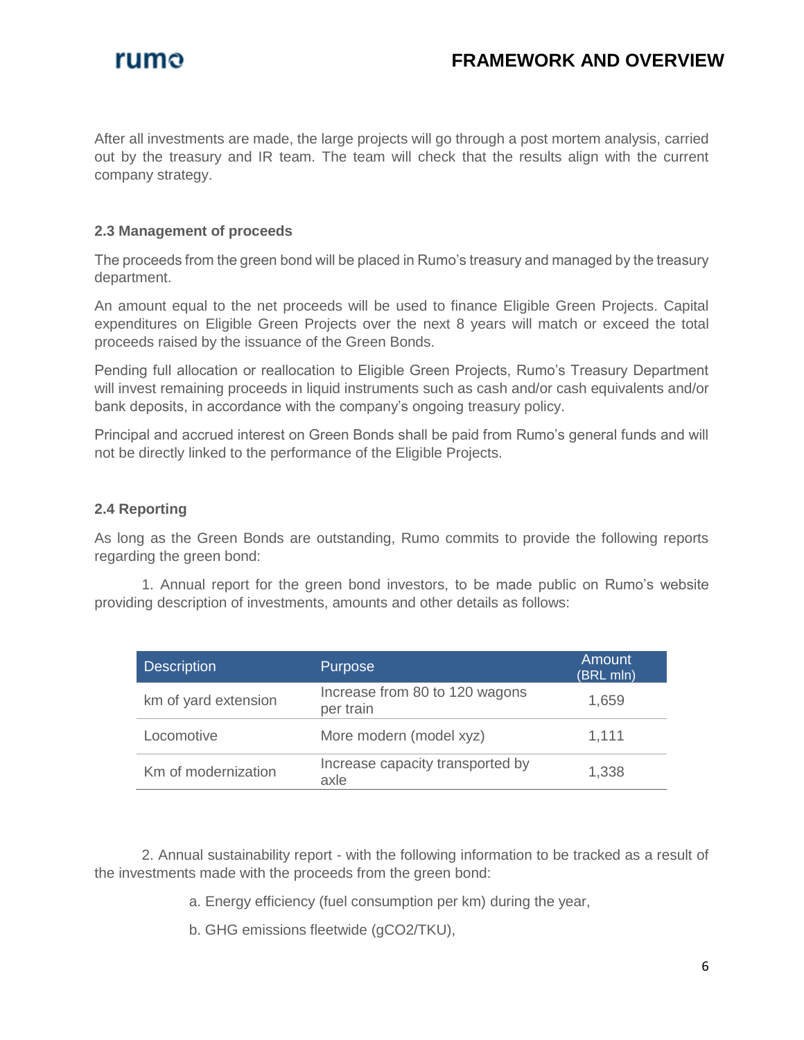After all investments are made, the large projects will go through a post mortem analysis, carried out by the treasury and IR team. The team will check that the results align with the current company strategy.

### 2.3 Management of proceeds

The proceeds from the green bond will be placed in Rumo's treasury and managed by the treasury department.

An amount equal to the net proceeds will be used to finance Eligible Green Projects. Capital expenditures on Eligible Green Projects over the next 8 years will match or exceed the total proceeds raised by the issuance of the Green Bonds.

Pending full allocation or reallocation to Eligible Green Projects, Rumo's Treasury Department will invest remaining proceeds in liquid instruments such as cash and/or cash equivalents and/or bank deposits, in accordance with the company's ongoing treasury policy.

Principal and accrued interest on Green Bonds shall be paid from Rumo's general funds and will not be directly linked to the performance of the Eligible Projects.

### 2.4 Reporting

As long as the Green Bonds are outstanding, Rumo commits to provide the following reports regarding the green bond:

1. Annual report for the green bond investors, to be made public on Rumo's website providing description of investments, amounts and other details as follows:

| Description | Purpose | Amount (BRL mln) |
|---|---|---|
| km of yard extension | Increase from 80 to 120 wagons per train | 1,659 |
| Locomotive | More modern (model xyz) | 1,111 |
| Km of modernization | Increase capacity transported by axle | 1,338 |

2. Annual sustainability report - with the following information to be tracked as a result of the investments made with the proceeds from the green bond:

   a. Energy efficiency (fuel consumption per km) during the year,

   b. GHG emissions fleetwide (g$CO_2$/TKU),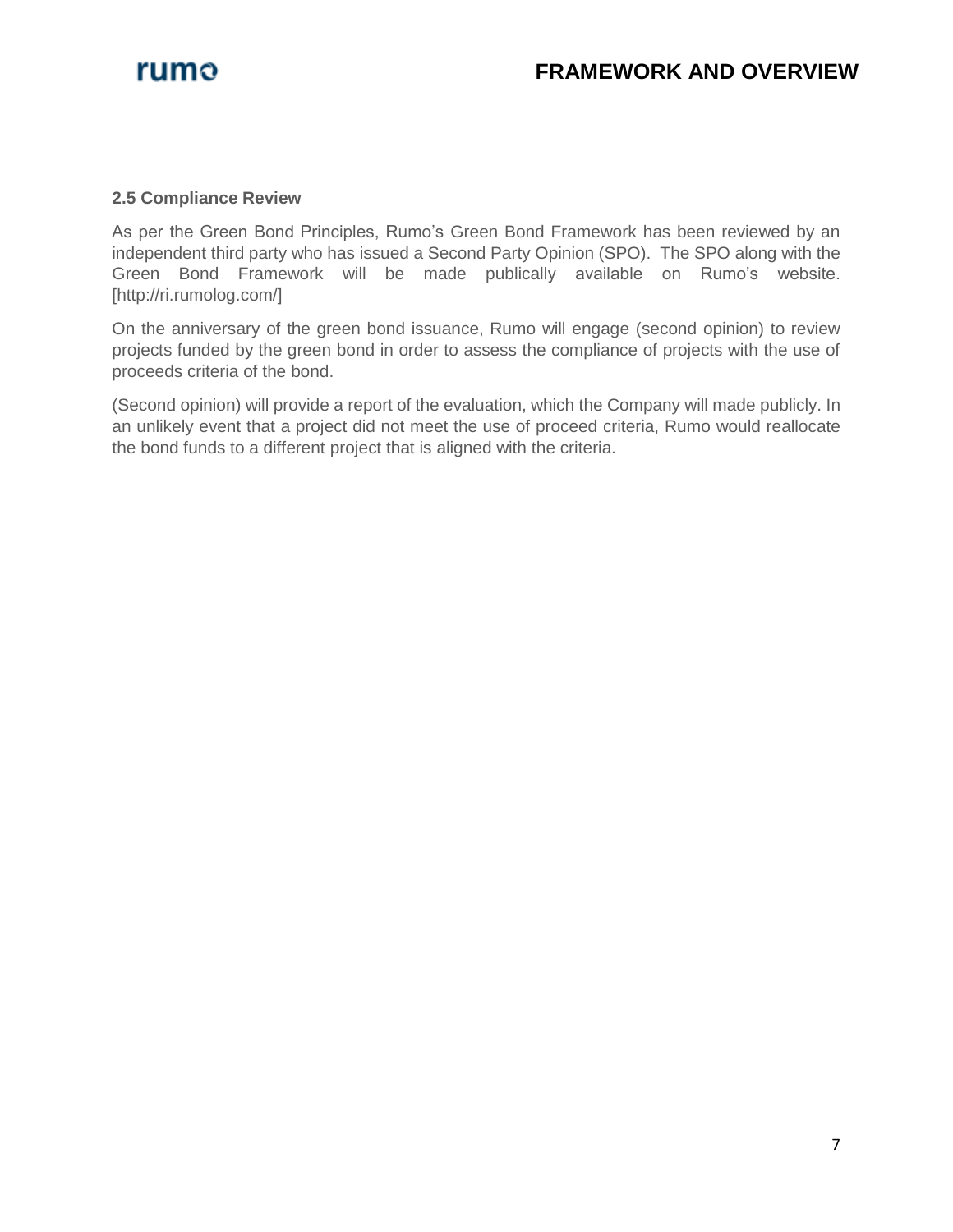### 2.5 Compliance Review

As per the Green Bond Principles, Rumo's Green Bond Framework has been reviewed by an independent third party who has issued a Second Party Opinion (SPO). The SPO along with the Green Bond Framework will be made publically available on Rumo's website. [http://ri.rumolog.com/]

On the anniversary of the green bond issuance, Rumo will engage (second opinion) to review projects funded by the green bond in order to assess the compliance of projects with the use of proceeds criteria of the bond.

(Second opinion) will provide a report of the evaluation, which the Company will made publicly. In an unlikely event that a project did not meet the use of proceed criteria, Rumo would reallocate the bond funds to a different project that is aligned with the criteria.